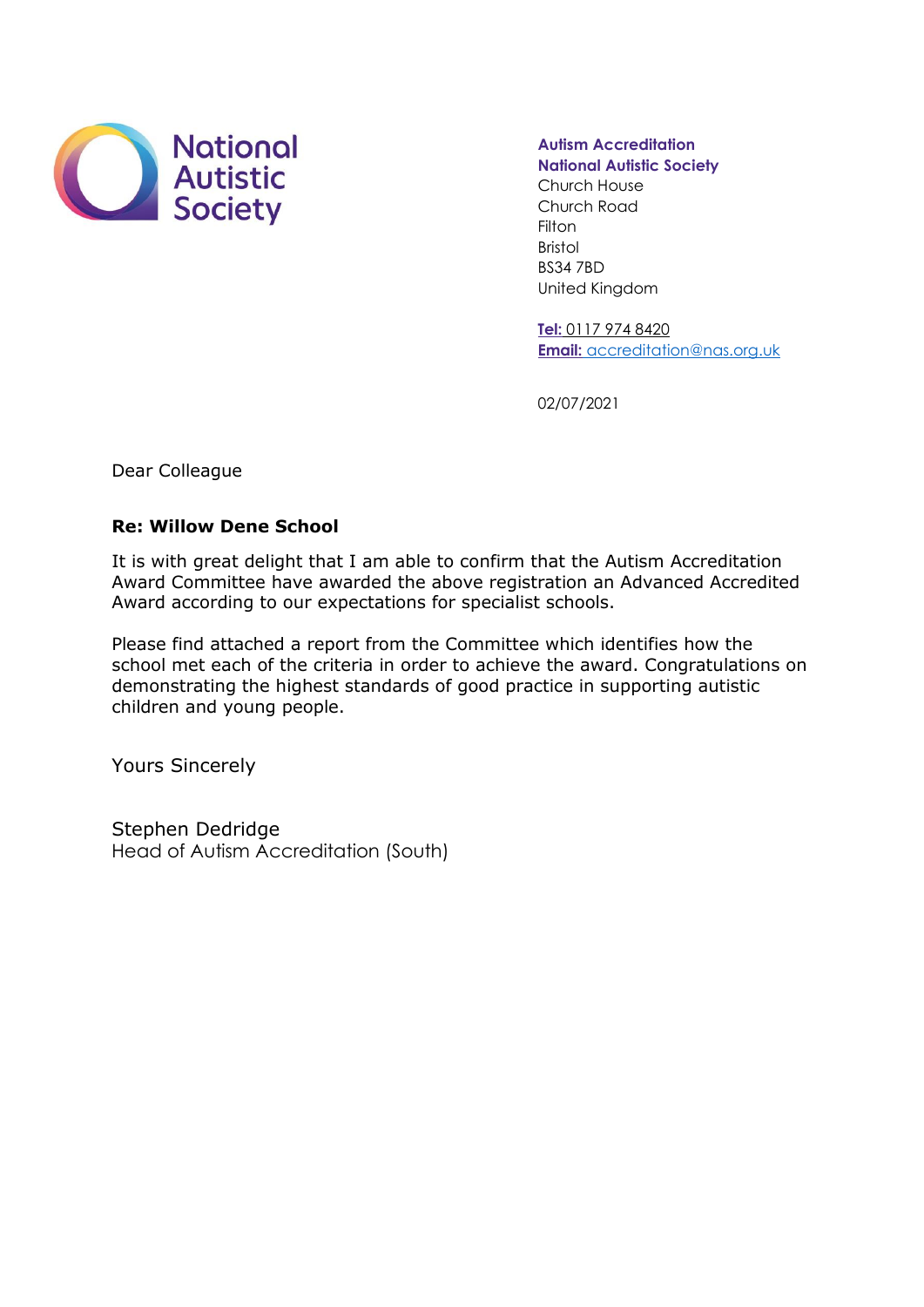National Autistic Society

**Autism Accreditation**
**National Autistic Society**
Church House
Church Road
Filton
Bristol
BS34 7BD
United Kingdom

**Tel:** 0117 974 8420
**Email:** accreditation@nas.org.uk

02/07/2021

Dear Colleague

**Re: Willow Dene School**

It is with great delight that I am able to confirm that the Autism Accreditation Award Committee have awarded the above registration an Advanced Accredited Award according to our expectations for specialist schools.

Please find attached a report from the Committee which identifies how the school met each of the criteria in order to achieve the award. Congratulations on demonstrating the highest standards of good practice in supporting autistic children and young people.

Yours Sincerely

Stephen Dedridge
Head of Autism Accreditation (South)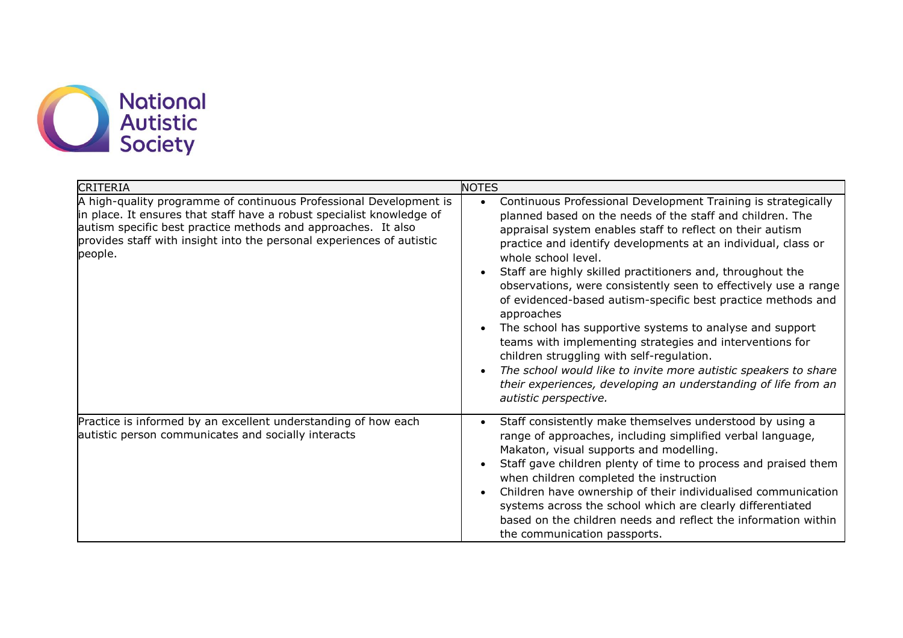| CRITERIA | NOTES |
| --- | --- |
| A high-quality programme of continuous Professional Development is in place. It ensures that staff have a robust specialist knowledge of autism specific best practice methods and approaches. It also provides staff with insight into the personal experiences of autistic people. | • Continuous Professional Development Training is strategically planned based on the needs of the staff and children. The appraisal system enables staff to reflect on their autism practice and identify developments at an individual, class or whole school level.<br>• Staff are highly skilled practitioners and, throughout the observations, were consistently seen to effectively use a range of evidenced-based autism-specific best practice methods and approaches<br>• The school has supportive systems to analyse and support teams with implementing strategies and interventions for children struggling with self-regulation.<br>• *The school would like to invite more autistic speakers to share their experiences, developing an understanding of life from an autistic perspective.* |
| Practice is informed by an excellent understanding of how each autistic person communicates and socially interacts | • Staff consistently make themselves understood by using a range of approaches, including simplified verbal language, Makaton, visual supports and modelling.<br>• Staff gave children plenty of time to process and praised them when children completed the instruction<br>• Children have ownership of their individualised communication systems across the school which are clearly differentiated based on the children needs and reflect the information within the communication passports. |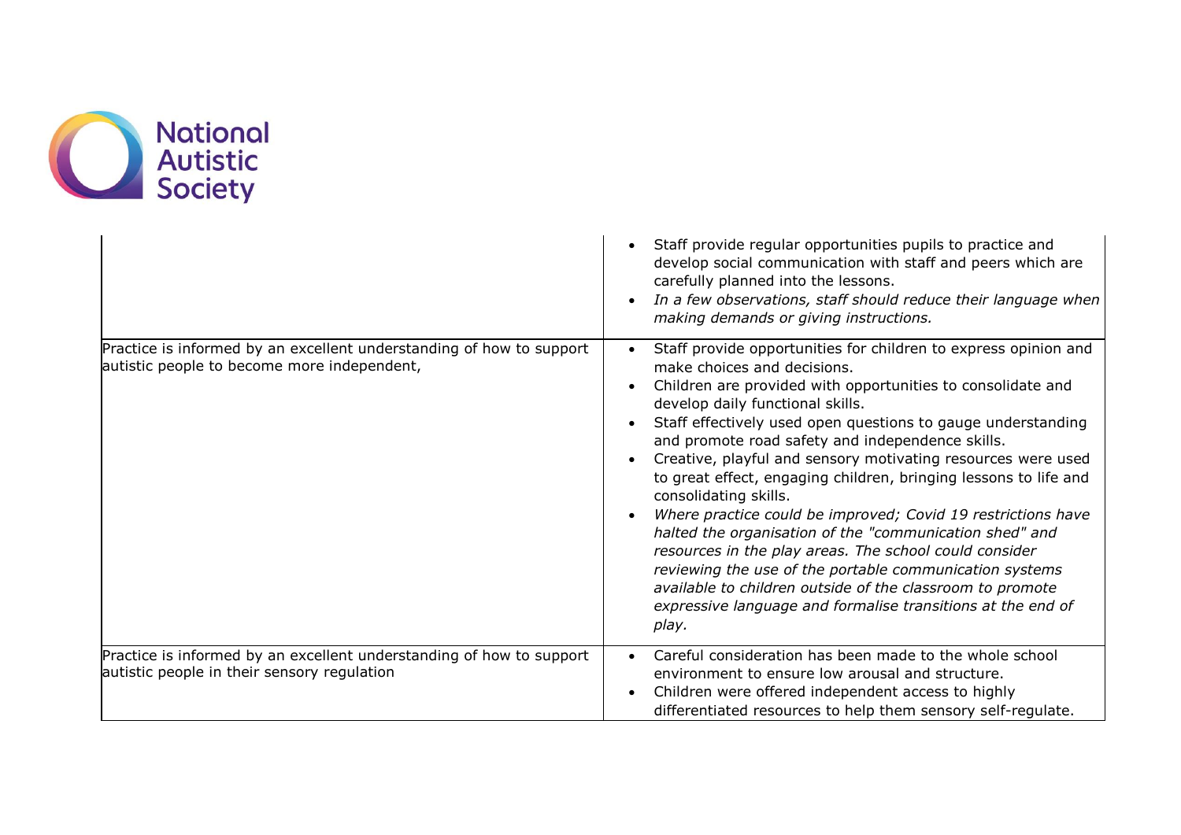| | |
|---|---|
| | • Staff provide regular opportunities pupils to practice and develop social communication with staff and peers which are carefully planned into the lessons.<br>• *In a few observations, staff should reduce their language when making demands or giving instructions.* |
| Practice is informed by an excellent understanding of how to support autistic people to become more independent, | • Staff provide opportunities for children to express opinion and make choices and decisions.<br>• Children are provided with opportunities to consolidate and develop daily functional skills.<br>• Staff effectively used open questions to gauge understanding and promote road safety and independence skills.<br>• Creative, playful and sensory motivating resources were used to great effect, engaging children, bringing lessons to life and consolidating skills.<br>• *Where practice could be improved; Covid 19 restrictions have halted the organisation of the "communication shed" and resources in the play areas. The school could consider reviewing the use of the portable communication systems available to children outside of the classroom to promote expressive language and formalise transitions at the end of play.* |
| Practice is informed by an excellent understanding of how to support autistic people in their sensory regulation | • Careful consideration has been made to the whole school environment to ensure low arousal and structure.<br>• Children were offered independent access to highly differentiated resources to help them sensory self-regulate. |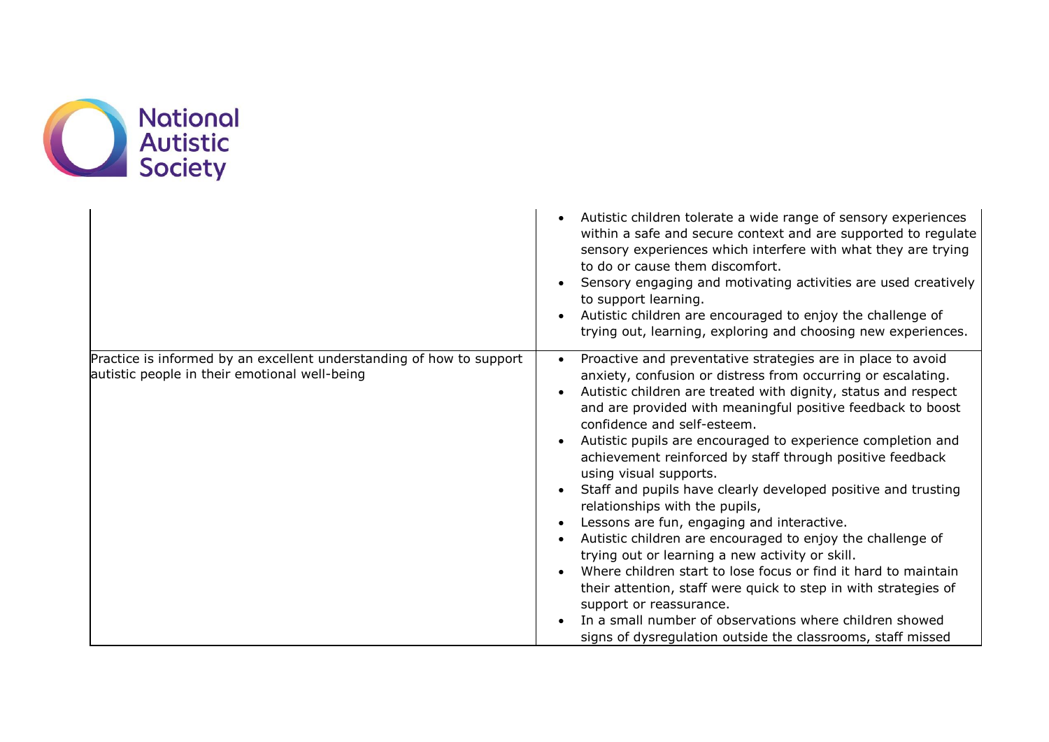| | |
|---|---|
| | • Autistic children tolerate a wide range of sensory experiences within a safe and secure context and are supported to regulate sensory experiences which interfere with what they are trying to do or cause them discomfort.<br>• Sensory engaging and motivating activities are used creatively to support learning.<br>• Autistic children are encouraged to enjoy the challenge of trying out, learning, exploring and choosing new experiences. |
| Practice is informed by an excellent understanding of how to support autistic people in their emotional well-being | • Proactive and preventative strategies are in place to avoid anxiety, confusion or distress from occurring or escalating.<br>• Autistic children are treated with dignity, status and respect and are provided with meaningful positive feedback to boost confidence and self-esteem.<br>• Autistic pupils are encouraged to experience completion and achievement reinforced by staff through positive feedback using visual supports.<br>• Staff and pupils have clearly developed positive and trusting relationships with the pupils,<br>• Lessons are fun, engaging and interactive.<br>• Autistic children are encouraged to enjoy the challenge of trying out or learning a new activity or skill.<br>• Where children start to lose focus or find it hard to maintain their attention, staff were quick to step in with strategies of support or reassurance.<br>• In a small number of observations where children showed signs of dysregulation outside the classrooms, staff missed |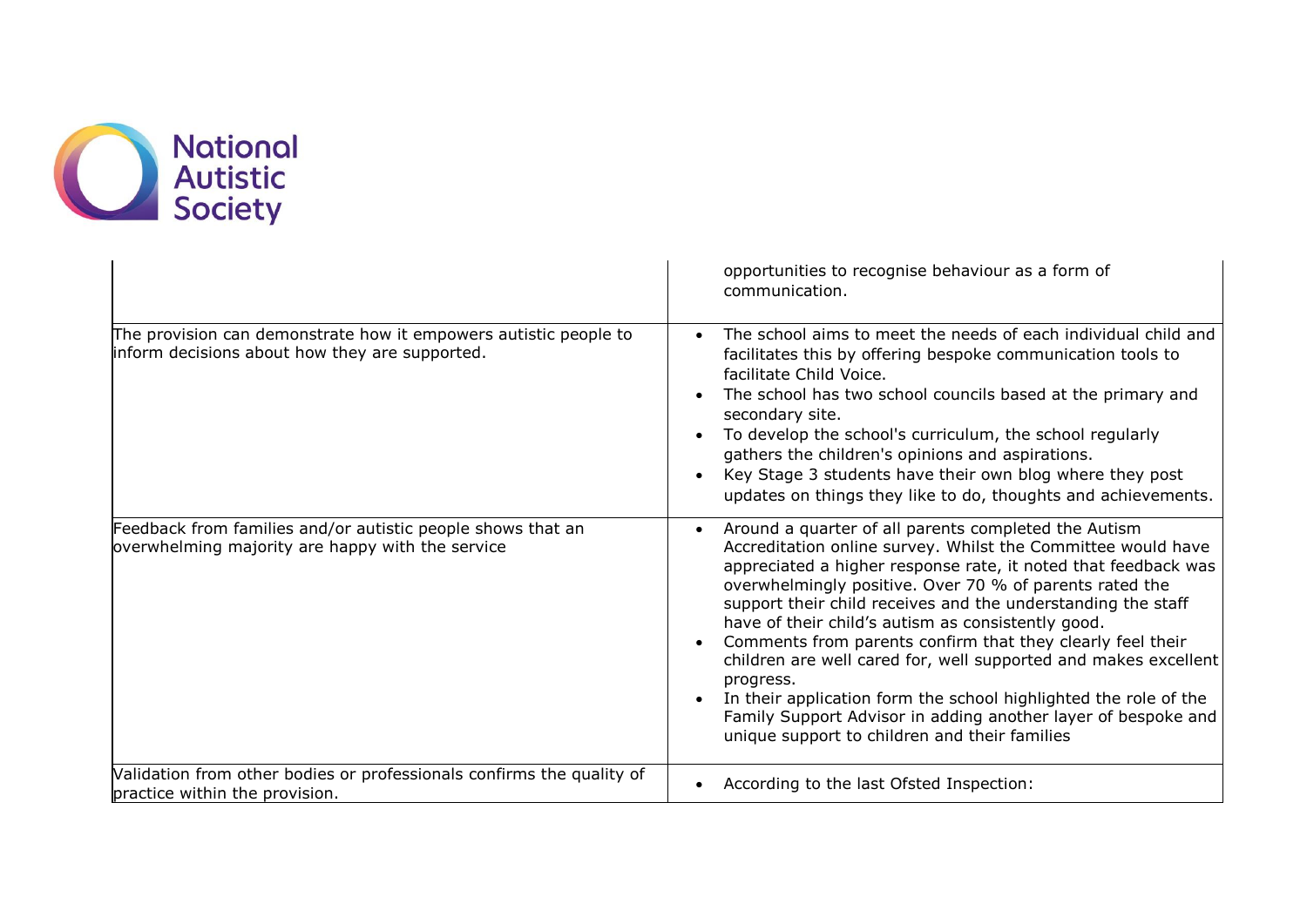| | |
|---|---|
| | opportunities to recognise behaviour as a form of communication. |
| The provision can demonstrate how it empowers autistic people to inform decisions about how they are supported. | • The school aims to meet the needs of each individual child and facilitates this by offering bespoke communication tools to facilitate Child Voice.<br>• The school has two school councils based at the primary and secondary site.<br>• To develop the school's curriculum, the school regularly gathers the children's opinions and aspirations.<br>• Key Stage 3 students have their own blog where they post updates on things they like to do, thoughts and achievements. |
| Feedback from families and/or autistic people shows that an overwhelming majority are happy with the service | • Around a quarter of all parents completed the Autism Accreditation online survey. Whilst the Committee would have appreciated a higher response rate, it noted that feedback was overwhelmingly positive. Over 70 % of parents rated the support their child receives and the understanding the staff have of their child's autism as consistently good.<br>• Comments from parents confirm that they clearly feel their children are well cared for, well supported and makes excellent progress.<br>• In their application form the school highlighted the role of the Family Support Advisor in adding another layer of bespoke and unique support to children and their families |
| Validation from other bodies or professionals confirms the quality of practice within the provision. | • According to the last Ofsted Inspection: |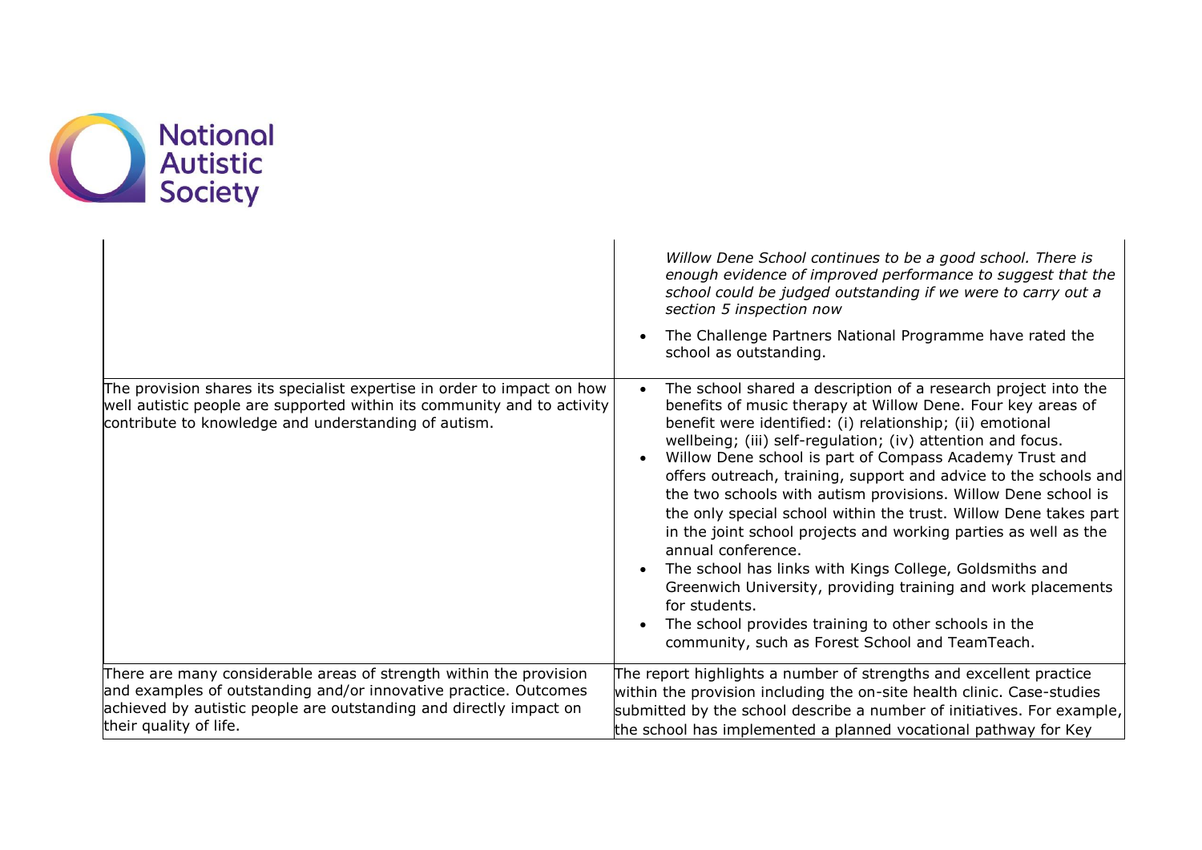| | |
|---|---|
| | *Willow Dene School continues to be a good school. There is enough evidence of improved performance to suggest that the school could be judged outstanding if we were to carry out a section 5 inspection now*<br>• The Challenge Partners National Programme have rated the school as outstanding. |
| The provision shares its specialist expertise in order to impact on how well autistic people are supported within its community and to activity contribute to knowledge and understanding of autism. | • The school shared a description of a research project into the benefits of music therapy at Willow Dene. Four key areas of benefit were identified: (i) relationship; (ii) emotional wellbeing; (iii) self-regulation; (iv) attention and focus.<br>• Willow Dene school is part of Compass Academy Trust and offers outreach, training, support and advice to the schools and the two schools with autism provisions. Willow Dene school is the only special school within the trust. Willow Dene takes part in the joint school projects and working parties as well as the annual conference.<br>• The school has links with Kings College, Goldsmiths and Greenwich University, providing training and work placements for students.<br>• The school provides training to other schools in the community, such as Forest School and TeamTeach. |
| There are many considerable areas of strength within the provision and examples of outstanding and/or innovative practice. Outcomes achieved by autistic people are outstanding and directly impact on their quality of life. | The report highlights a number of strengths and excellent practice within the provision including the on-site health clinic. Case-studies submitted by the school describe a number of initiatives. For example, the school has implemented a planned vocational pathway for Key |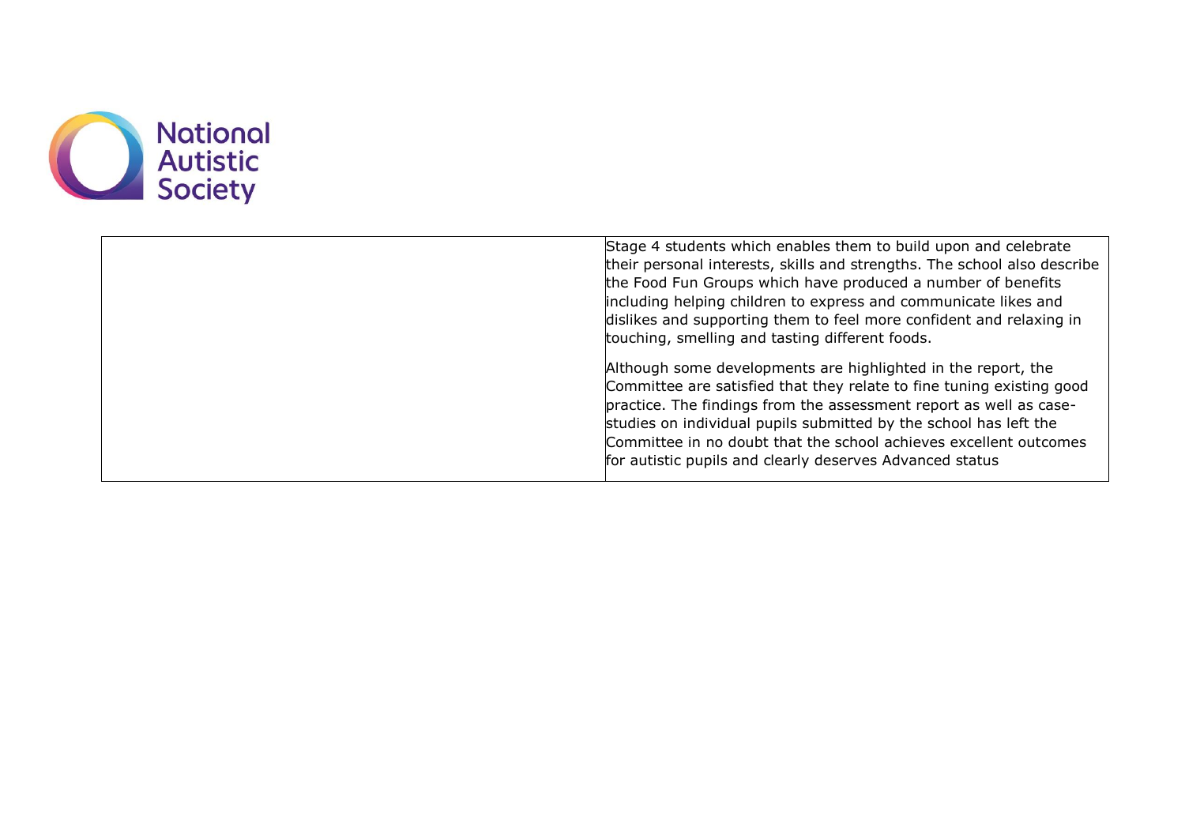| | |
|---|---|
| | Stage 4 students which enables them to build upon and celebrate their personal interests, skills and strengths. The school also describe the Food Fun Groups which have produced a number of benefits including helping children to express and communicate likes and dislikes and supporting them to feel more confident and relaxing in touching, smelling and tasting different foods.<br><br>Although some developments are highlighted in the report, the Committee are satisfied that they relate to fine tuning existing good practice. The findings from the assessment report as well as case-studies on individual pupils submitted by the school has left the Committee in no doubt that the school achieves excellent outcomes for autistic pupils and clearly deserves Advanced status |